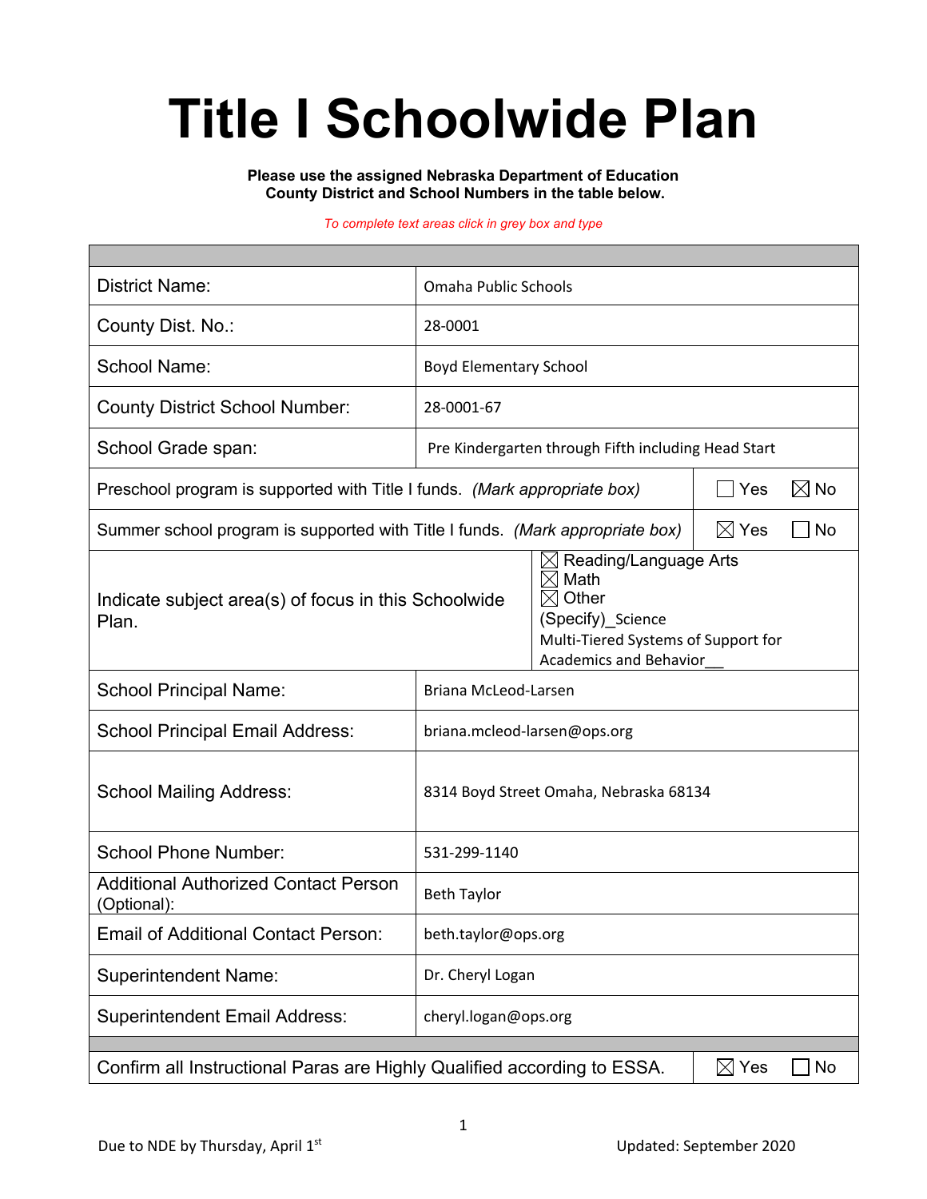# Title I Schoolwide Plan

**Please use the assigned Nebraska Department of Education County District and School Numbers in the table below.**

*To complete text areas click in grey box and type*

| | |
|---|---|
| District Name: | Omaha Public Schools |
| County Dist. No.: | 28-0001 |
| School Name: | Boyd Elementary School |
| County District School Number: | 28-0001-67 |
| School Grade span: | Pre Kindergarten through Fifth including Head Start |
| Preschool program is supported with Title I funds. *(Mark appropriate box)* | ☐ Yes ☒ No |
| Summer school program is supported with Title I funds. *(Mark appropriate box)* | ☒ Yes ☐ No |
| Indicate subject area(s) of focus in this Schoolwide Plan. | ☒ Reading/Language Arts<br>☒ Math<br>☒ Other<br>(Specify)_Science<br>Multi-Tiered Systems of Support for Academics and Behavior__ |
| School Principal Name: | Briana McLeod-Larsen |
| School Principal Email Address: | briana.mcleod-larsen@ops.org |
| School Mailing Address: | 8314 Boyd Street Omaha, Nebraska 68134 |
| School Phone Number: | 531-299-1140 |
| Additional Authorized Contact Person (Optional): | Beth Taylor |
| Email of Additional Contact Person: | beth.taylor@ops.org |
| Superintendent Name: | Dr. Cheryl Logan |
| Superintendent Email Address: | cheryl.logan@ops.org |
| Confirm all Instructional Paras are Highly Qualified according to ESSA. | ☒ Yes ☐ No |

Due to NDE by Thursday, April 1st

Updated: September 2020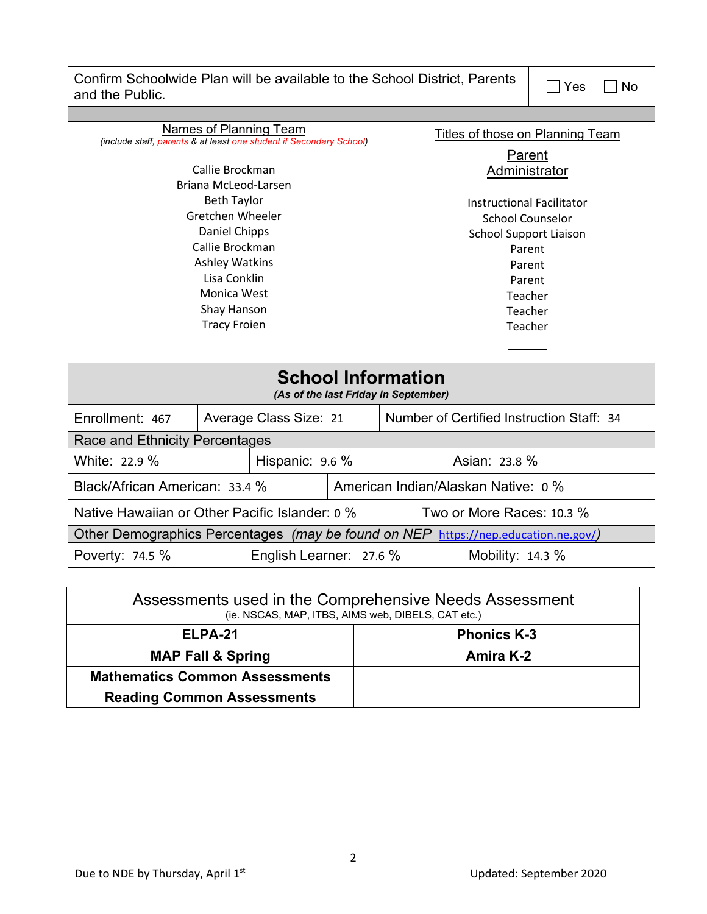| Confirm Schoolwide Plan will be available to the School District, Parents and the Public. | ☐ Yes ☐ No |
|---|---|

| Names of Planning Team *(include staff, parents & at least one student if Secondary School)* | Titles of those on Planning Team |
|---|---|
| | Parent |
| | Administrator |
| Callie Brockman | Instructional Facilitator |
| Briana McLeod-Larsen | School Counselor |
| Beth Taylor | School Support Liaison |
| Gretchen Wheeler | Parent |
| Daniel Chipps | Parent |
| Callie Brockman | Parent |
| Ashley Watkins | Teacher |
| Lisa Conklin | Teacher |
| Monica West | Teacher |
| Shay Hanson | |
| Tracy Froien | |

## School Information

*(As of the last Friday in September)*

| Enrollment: 467 | Average Class Size: 21 | Number of Certified Instruction Staff: 34 |
|---|---|---|

**Race and Ethnicity Percentages**

| White: 22.9 % | Hispanic: 9.6 % | Asian: 23.8 % |
|---|---|---|
| Black/African American: 33.4 % | American Indian/Alaskan Native: 0 % | |
| Native Hawaiian or Other Pacific Islander: 0 % | Two or More Races: 10.3 % | |

**Other Demographics Percentages** *(may be found on NEP https://nep.education.ne.gov/)*

| Poverty: 74.5 % | English Learner: 27.6 % | Mobility: 14.3 % |
|---|---|---|

| Assessments used in the Comprehensive Needs Assessment (ie. NSCAS, MAP, ITBS, AIMS web, DIBELS, CAT etc.) | |
|---|---|
| **ELPA-21** | **Phonics K-3** |
| **MAP Fall & Spring** | **Amira K-2** |
| **Mathematics Common Assessments** | |
| **Reading Common Assessments** | |

Due to NDE by Thursday, April 1st

Updated: September 2020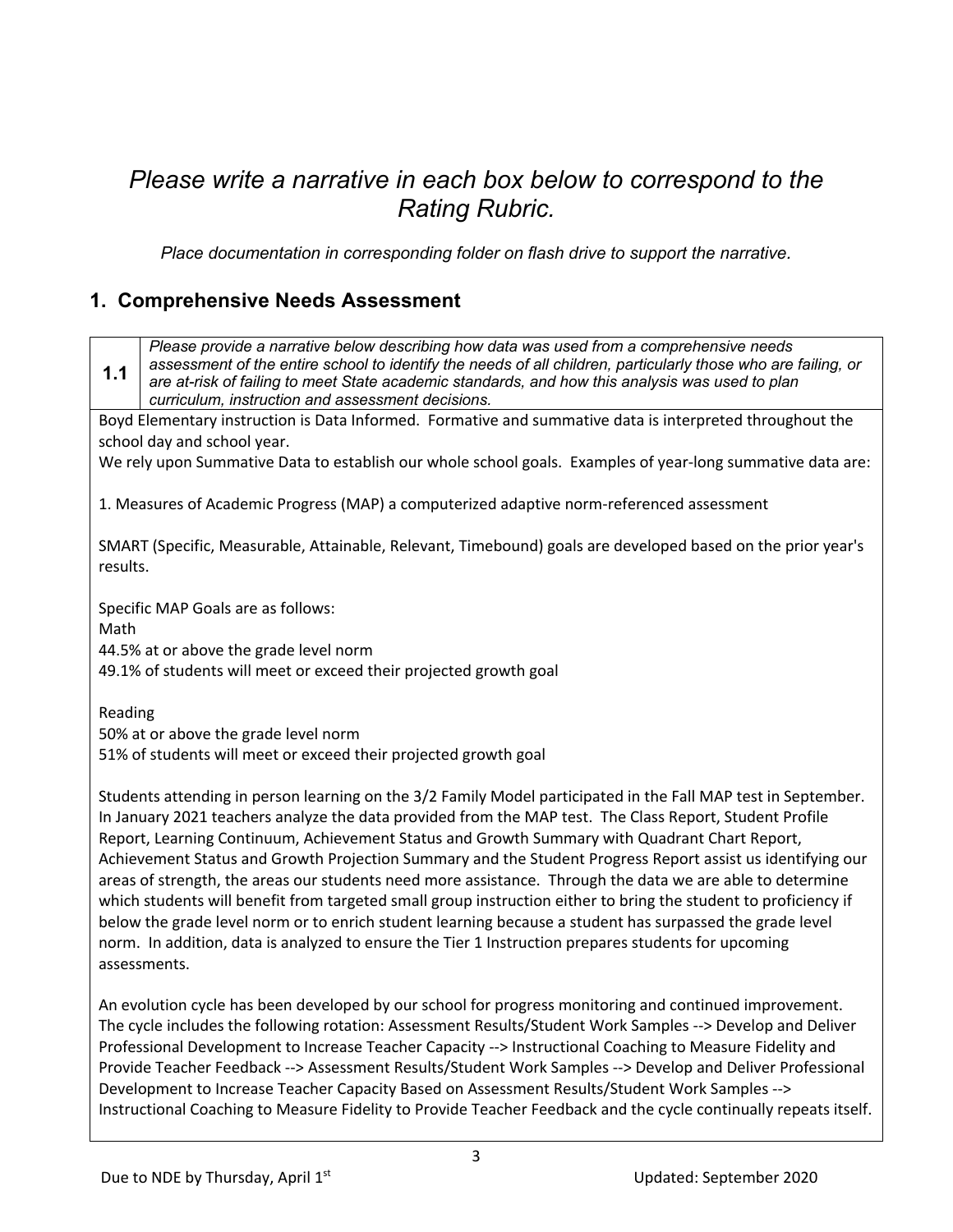## *Please write a narrative in each box below to correspond to the Rating Rubric.*

*Place documentation in corresponding folder on flash drive to support the narrative.*

## 1. Comprehensive Needs Assessment

| **1.1** | *Please provide a narrative below describing how data was used from a comprehensive needs assessment of the entire school to identify the needs of all children, particularly those who are failing, or are at-risk of failing to meet State academic standards, and how this analysis was used to plan curriculum, instruction and assessment decisions.* |
|---|---|

Boyd Elementary instruction is Data Informed. Formative and summative data is interpreted throughout the school day and school year.

We rely upon Summative Data to establish our whole school goals. Examples of year-long summative data are:

1. Measures of Academic Progress (MAP) a computerized adaptive norm-referenced assessment

SMART (Specific, Measurable, Attainable, Relevant, Timebound) goals are developed based on the prior year's results.

Specific MAP Goals are as follows:

Math

44.5% at or above the grade level norm

49.1% of students will meet or exceed their projected growth goal

Reading

50% at or above the grade level norm

51% of students will meet or exceed their projected growth goal

Students attending in person learning on the 3/2 Family Model participated in the Fall MAP test in September. In January 2021 teachers analyze the data provided from the MAP test. The Class Report, Student Profile Report, Learning Continuum, Achievement Status and Growth Summary with Quadrant Chart Report, Achievement Status and Growth Projection Summary and the Student Progress Report assist us identifying our areas of strength, the areas our students need more assistance. Through the data we are able to determine which students will benefit from targeted small group instruction either to bring the student to proficiency if below the grade level norm or to enrich student learning because a student has surpassed the grade level norm. In addition, data is analyzed to ensure the Tier 1 Instruction prepares students for upcoming assessments.

An evolution cycle has been developed by our school for progress monitoring and continued improvement. The cycle includes the following rotation: Assessment Results/Student Work Samples --> Develop and Deliver Professional Development to Increase Teacher Capacity --> Instructional Coaching to Measure Fidelity and Provide Teacher Feedback --> Assessment Results/Student Work Samples --> Develop and Deliver Professional Development to Increase Teacher Capacity Based on Assessment Results/Student Work Samples --> Instructional Coaching to Measure Fidelity to Provide Teacher Feedback and the cycle continually repeats itself.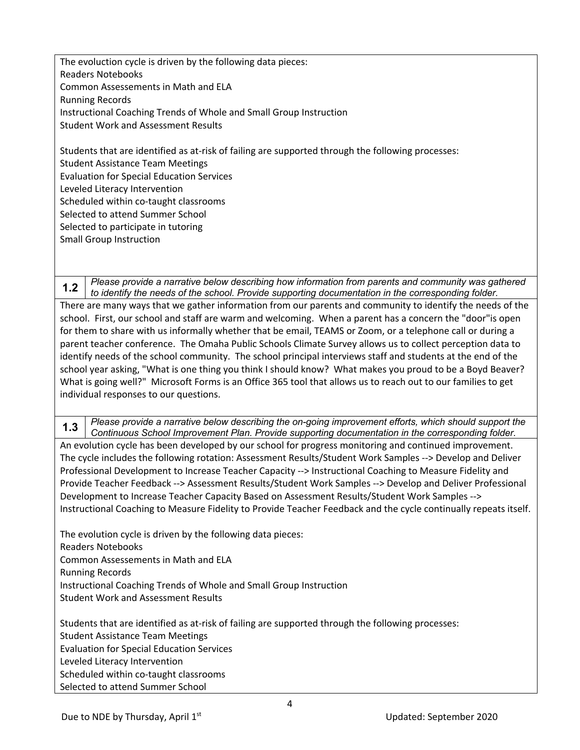The evoluction cycle is driven by the following data pieces:
Readers Notebooks
Common Assessements in Math and ELA
Running Records
Instructional Coaching Trends of Whole and Small Group Instruction
Student Work and Assessment Results

Students that are identified as at-risk of failing are supported through the following processes:
Student Assistance Team Meetings
Evaluation for Special Education Services
Leveled Literacy Intervention
Scheduled within co-taught classrooms
Selected to attend Summer School
Selected to participate in tutoring
Small Group Instruction

**1.2** *Please provide a narrative below describing how information from parents and community was gathered to identify the needs of the school. Provide supporting documentation in the corresponding folder.*

There are many ways that we gather information from our parents and community to identify the needs of the school. First, our school and staff are warm and welcoming. When a parent has a concern the "door"is open for them to share with us informally whether that be email, TEAMS or Zoom, or a telephone call or during a parent teacher conference. The Omaha Public Schools Climate Survey allows us to collect perception data to identify needs of the school community. The school principal interviews staff and students at the end of the school year asking, "What is one thing you think I should know? What makes you proud to be a Boyd Beaver? What is going well?" Microsoft Forms is an Office 365 tool that allows us to reach out to our families to get individual responses to our questions.

**1.3** *Please provide a narrative below describing the on-going improvement efforts, which should support the Continuous School Improvement Plan. Provide supporting documentation in the corresponding folder.*

An evolution cycle has been developed by our school for progress monitoring and continued improvement. The cycle includes the following rotation: Assessment Results/Student Work Samples --> Develop and Deliver Professional Development to Increase Teacher Capacity --> Instructional Coaching to Measure Fidelity and Provide Teacher Feedback --> Assessment Results/Student Work Samples --> Develop and Deliver Professional Development to Increase Teacher Capacity Based on Assessment Results/Student Work Samples --> Instructional Coaching to Measure Fidelity to Provide Teacher Feedback and the cycle continually repeats itself.

The evolution cycle is driven by the following data pieces:
Readers Notebooks
Common Assessements in Math and ELA
Running Records
Instructional Coaching Trends of Whole and Small Group Instruction
Student Work and Assessment Results

Students that are identified as at-risk of failing are supported through the following processes:
Student Assistance Team Meetings
Evaluation for Special Education Services
Leveled Literacy Intervention
Scheduled within co-taught classrooms
Selected to attend Summer School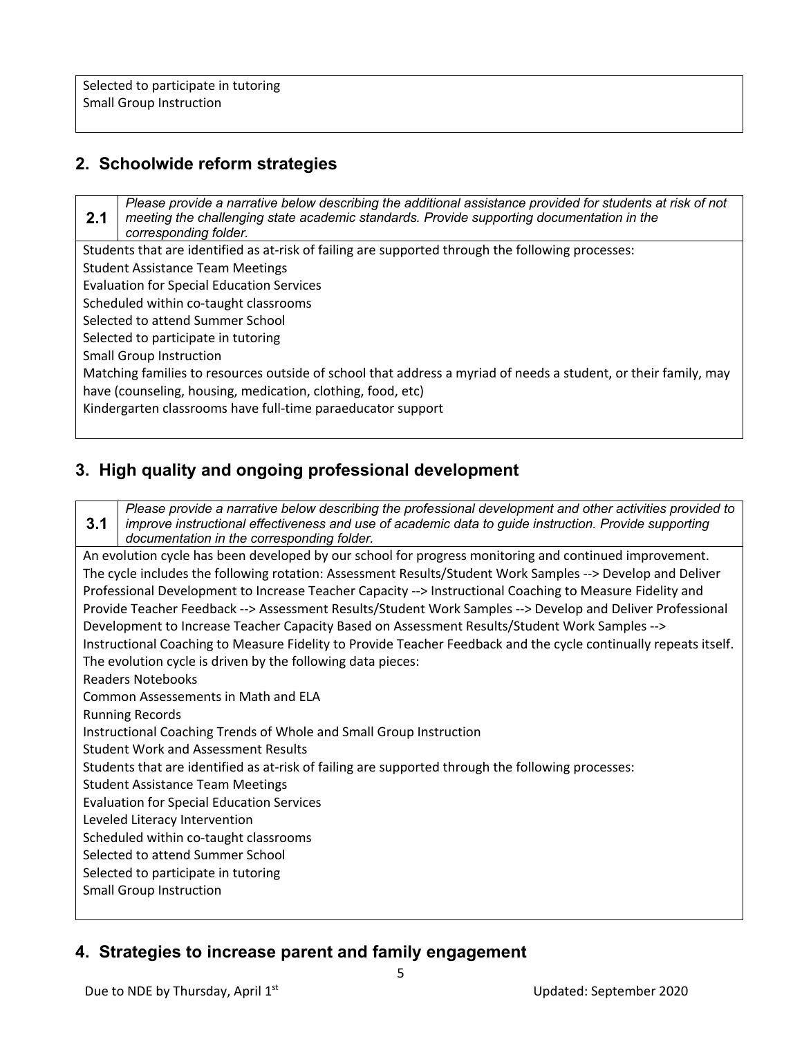Selected to participate in tutoring
Small Group Instruction

## 2. Schoolwide reform strategies

| 2.1 | *Please provide a narrative below describing the additional assistance provided for students at risk of not meeting the challenging state academic standards. Provide supporting documentation in the corresponding folder.* |
|---|---|

Students that are identified as at-risk of failing are supported through the following processes:
Student Assistance Team Meetings
Evaluation for Special Education Services
Scheduled within co-taught classrooms
Selected to attend Summer School
Selected to participate in tutoring
Small Group Instruction
Matching families to resources outside of school that address a myriad of needs a student, or their family, may have (counseling, housing, medication, clothing, food, etc)
Kindergarten classrooms have full-time paraeducator support

## 3. High quality and ongoing professional development

| 3.1 | *Please provide a narrative below describing the professional development and other activities provided to improve instructional effectiveness and use of academic data to guide instruction. Provide supporting documentation in the corresponding folder.* |
|---|---|

An evolution cycle has been developed by our school for progress monitoring and continued improvement. The cycle includes the following rotation: Assessment Results/Student Work Samples --> Develop and Deliver Professional Development to Increase Teacher Capacity --> Instructional Coaching to Measure Fidelity and Provide Teacher Feedback --> Assessment Results/Student Work Samples --> Develop and Deliver Professional Development to Increase Teacher Capacity Based on Assessment Results/Student Work Samples --> Instructional Coaching to Measure Fidelity to Provide Teacher Feedback and the cycle continually repeats itself.
The evolution cycle is driven by the following data pieces:
Readers Notebooks
Common Assessements in Math and ELA
Running Records
Instructional Coaching Trends of Whole and Small Group Instruction
Student Work and Assessment Results
Students that are identified as at-risk of failing are supported through the following processes:
Student Assistance Team Meetings
Evaluation for Special Education Services
Leveled Literacy Intervention
Scheduled within co-taught classrooms
Selected to attend Summer School
Selected to participate in tutoring
Small Group Instruction

## 4. Strategies to increase parent and family engagement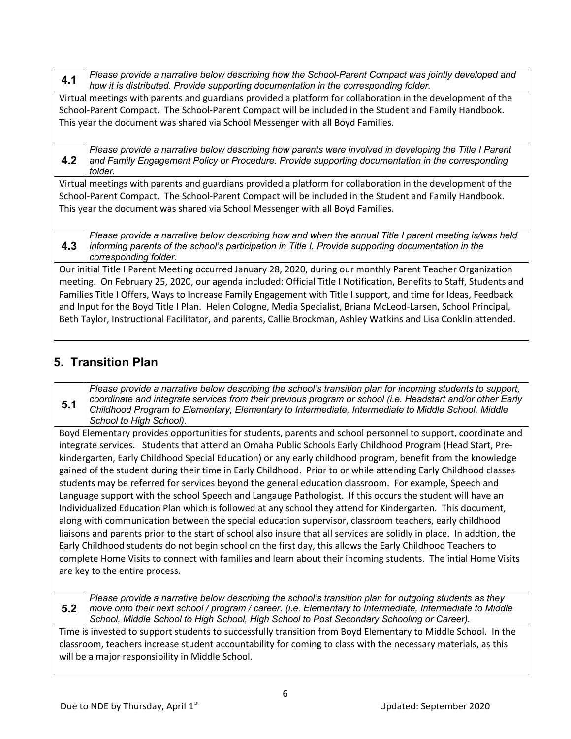| 4.1 | *Please provide a narrative below describing how the School-Parent Compact was jointly developed and how it is distributed. Provide supporting documentation in the corresponding folder.* |
|---|---|

Virtual meetings with parents and guardians provided a platform for collaboration in the development of the School-Parent Compact. The School-Parent Compact will be included in the Student and Family Handbook. This year the document was shared via School Messenger with all Boyd Families.

| 4.2 | *Please provide a narrative below describing how parents were involved in developing the Title I Parent and Family Engagement Policy or Procedure. Provide supporting documentation in the corresponding folder.* |
|---|---|

Virtual meetings with parents and guardians provided a platform for collaboration in the development of the School-Parent Compact. The School-Parent Compact will be included in the Student and Family Handbook. This year the document was shared via School Messenger with all Boyd Families.

| 4.3 | *Please provide a narrative below describing how and when the annual Title I parent meeting is/was held informing parents of the school's participation in Title I. Provide supporting documentation in the corresponding folder.* |
|---|---|

Our initial Title I Parent Meeting occurred January 28, 2020, during our monthly Parent Teacher Organization meeting. On February 25, 2020, our agenda included: Official Title I Notification, Benefits to Staff, Students and Families Title I Offers, Ways to Increase Family Engagement with Title I support, and time for Ideas, Feedback and Input for the Boyd Title I Plan. Helen Cologne, Media Specialist, Briana McLeod-Larsen, School Principal, Beth Taylor, Instructional Facilitator, and parents, Callie Brockman, Ashley Watkins and Lisa Conklin attended.

## 5. Transition Plan

| 5.1 | *Please provide a narrative below describing the school's transition plan for incoming students to support, coordinate and integrate services from their previous program or school (i.e. Headstart and/or other Early Childhood Program to Elementary, Elementary to Intermediate, Intermediate to Middle School, Middle School to High School).* |
|---|---|

Boyd Elementary provides opportunities for students, parents and school personnel to support, coordinate and integrate services. Students that attend an Omaha Public Schools Early Childhood Program (Head Start, Pre-kindergarten, Early Childhood Special Education) or any early childhood program, benefit from the knowledge gained of the student during their time in Early Childhood. Prior to or while attending Early Childhood classes students may be referred for services beyond the general education classroom. For example, Speech and Language support with the school Speech and Langauge Pathologist. If this occurs the student will have an Individualized Education Plan which is followed at any school they attend for Kindergarten. This document, along with communication between the special education supervisor, classroom teachers, early childhood liaisons and parents prior to the start of school also insure that all services are solidly in place. In addtion, the Early Childhood students do not begin school on the first day, this allows the Early Childhood Teachers to complete Home Visits to connect with families and learn about their incoming students. The intial Home Visits are key to the entire process.

| 5.2 | *Please provide a narrative below describing the school's transition plan for outgoing students as they move onto their next school / program / career. (i.e. Elementary to Intermediate, Intermediate to Middle School, Middle School to High School, High School to Post Secondary Schooling or Career).* |
|---|---|

Time is invested to support students to successfully transition from Boyd Elementary to Middle School. In the classroom, teachers increase student accountability for coming to class with the necessary materials, as this will be a major responsibility in Middle School.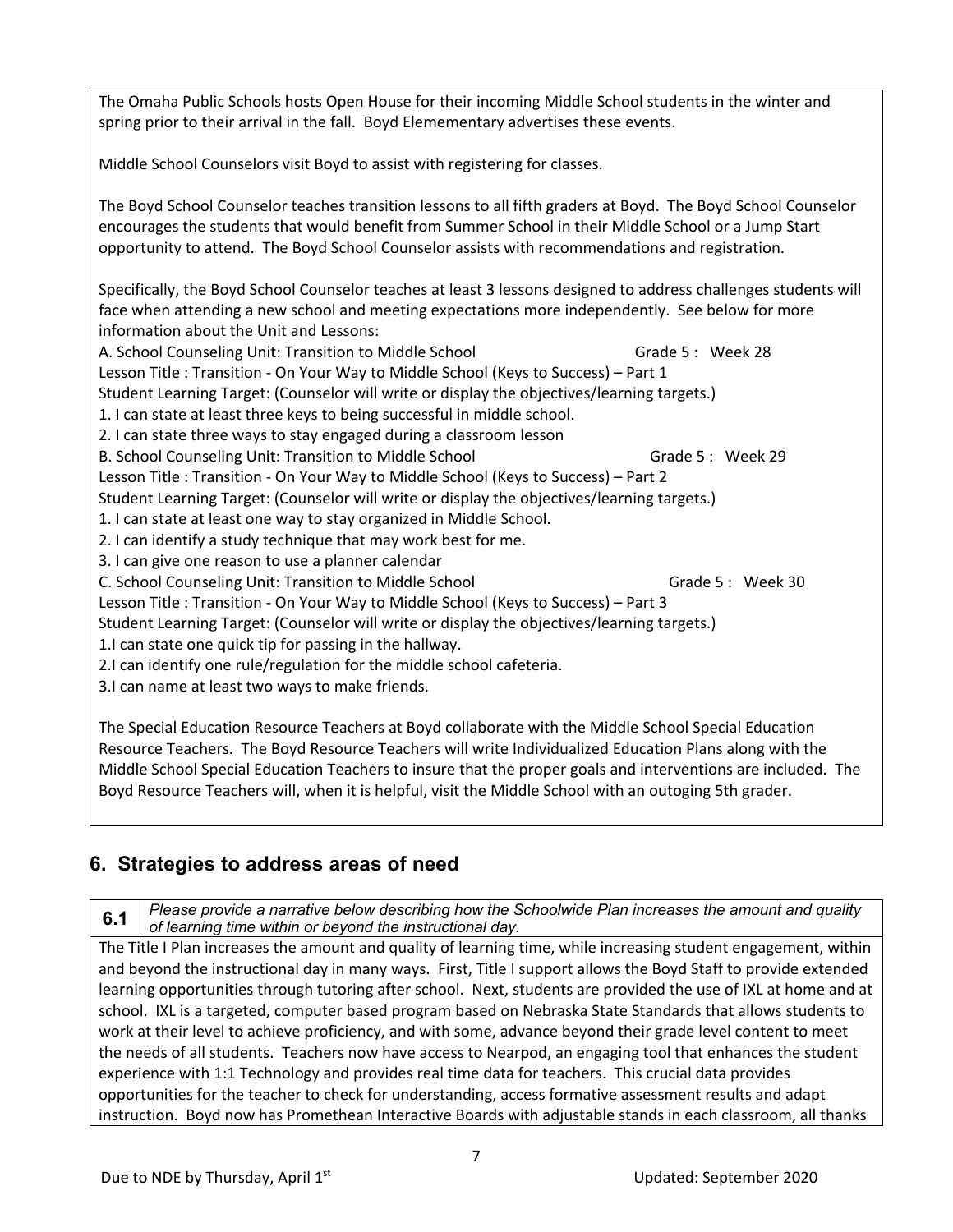The Omaha Public Schools hosts Open House for their incoming Middle School students in the winter and spring prior to their arrival in the fall. Boyd Elemementary advertises these events.

Middle School Counselors visit Boyd to assist with registering for classes.

The Boyd School Counselor teaches transition lessons to all fifth graders at Boyd. The Boyd School Counselor encourages the students that would benefit from Summer School in their Middle School or a Jump Start opportunity to attend. The Boyd School Counselor assists with recommendations and registration.

Specifically, the Boyd School Counselor teaches at least 3 lessons designed to address challenges students will face when attending a new school and meeting expectations more independently. See below for more information about the Unit and Lessons:

A. School Counseling Unit: Transition to Middle School Grade 5 : Week 28
Lesson Title : Transition - On Your Way to Middle School (Keys to Success) – Part 1
Student Learning Target: (Counselor will write or display the objectives/learning targets.)
1. I can state at least three keys to being successful in middle school.
2. I can state three ways to stay engaged during a classroom lesson

B. School Counseling Unit: Transition to Middle School Grade 5 : Week 29
Lesson Title : Transition - On Your Way to Middle School (Keys to Success) – Part 2
Student Learning Target: (Counselor will write or display the objectives/learning targets.)
1. I can state at least one way to stay organized in Middle School.
2. I can identify a study technique that may work best for me.
3. I can give one reason to use a planner calendar

C. School Counseling Unit: Transition to Middle School Grade 5 : Week 30
Lesson Title : Transition - On Your Way to Middle School (Keys to Success) – Part 3
Student Learning Target: (Counselor will write or display the objectives/learning targets.)
1.I can state one quick tip for passing in the hallway.
2.I can identify one rule/regulation for the middle school cafeteria.
3.I can name at least two ways to make friends.

The Special Education Resource Teachers at Boyd collaborate with the Middle School Special Education Resource Teachers. The Boyd Resource Teachers will write Individualized Education Plans along with the Middle School Special Education Teachers to insure that the proper goals and interventions are included. The Boyd Resource Teachers will, when it is helpful, visit the Middle School with an outoging 5th grader.

## 6. Strategies to address areas of need

**6.1** *Please provide a narrative below describing how the Schoolwide Plan increases the amount and quality of learning time within or beyond the instructional day.*

The Title I Plan increases the amount and quality of learning time, while increasing student engagement, within and beyond the instructional day in many ways. First, Title I support allows the Boyd Staff to provide extended learning opportunities through tutoring after school. Next, students are provided the use of IXL at home and at school. IXL is a targeted, computer based program based on Nebraska State Standards that allows students to work at their level to achieve proficiency, and with some, advance beyond their grade level content to meet the needs of all students. Teachers now have access to Nearpod, an engaging tool that enhances the student experience with 1:1 Technology and provides real time data for teachers. This crucial data provides opportunities for the teacher to check for understanding, access formative assessment results and adapt instruction. Boyd now has Promethean Interactive Boards with adjustable stands in each classroom, all thanks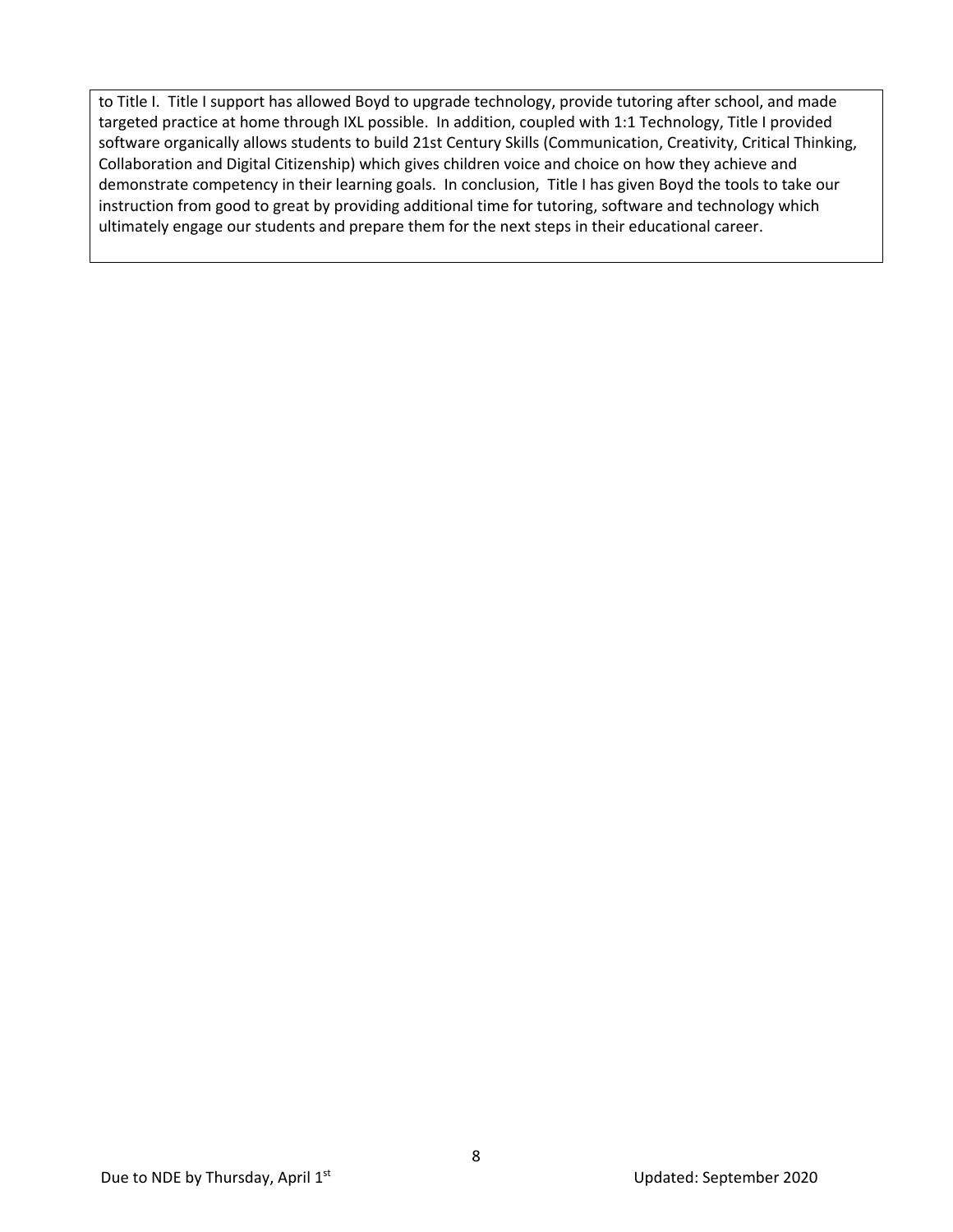to Title I. Title I support has allowed Boyd to upgrade technology, provide tutoring after school, and made targeted practice at home through IXL possible. In addition, coupled with 1:1 Technology, Title I provided software organically allows students to build 21st Century Skills (Communication, Creativity, Critical Thinking, Collaboration and Digital Citizenship) which gives children voice and choice on how they achieve and demonstrate competency in their learning goals. In conclusion, Title I has given Boyd the tools to take our instruction from good to great by providing additional time for tutoring, software and technology which ultimately engage our students and prepare them for the next steps in their educational career.